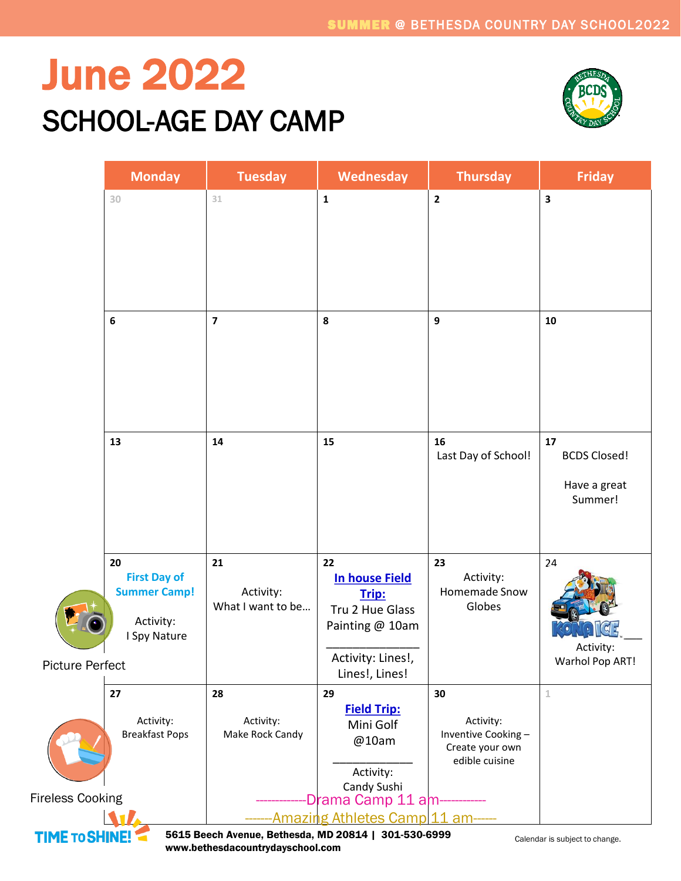SUMMER @ BETHESDA COUNTRY DAY SCHOOL2022

# June 2022

## SCHOOL-AGE DAY CAMP

| Monday | Tuesday | Wednesday | Thursday | Friday |
|---|---|---|---|---|
| 30 | 31 | 1 | 2 | 3 |
| 6 | 7 | 8 | 9 | 10 |
| 13 | 14 | 15 | 16 Last Day of School! | 17 BCDS Closed! Have a great Summer! |
| 20 **First Day of Summer Camp!** Activity: I Spy Nature | 21 Activity: What I want to be… | 22 **In house Field Trip:** Tru 2 Hue Glass Painting @ 10am ___ Activity: Lines!, Lines!, Lines! | 23 Activity: Homemade Snow Globes | 24 KONA ICE Activity: Warhol Pop ART! |
| 27 Activity: Breakfast Pops | 28 Activity: Make Rock Candy | 29 **Field Trip:** Mini Golf @10am ___ Activity: Candy Sushi | 30 Activity: Inventive Cooking – Create your own edible cuisine | 1 |

Picture Perfect

Fireless Cooking

------------Drama Camp 11 am-----------

-------Amazing Athletes Camp 11 am------

TIME TO SHINE!

5615 Beech Avenue, Bethesda, MD 20814 | 301-530-6999
www.bethesdacountrydayschool.com

Calendar is subject to change.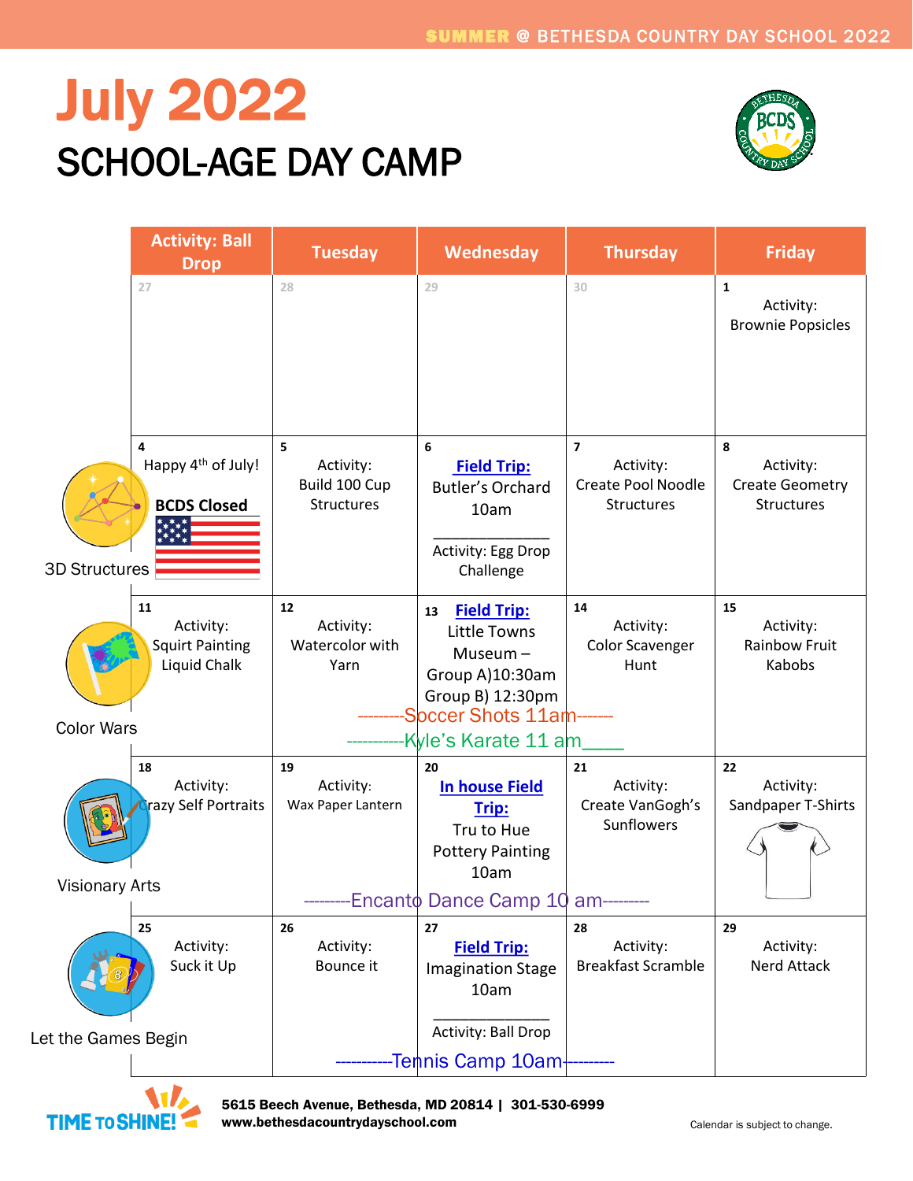SUMMER @ BETHESDA COUNTRY DAY SCHOOL 2022

# July 2022

## SCHOOL-AGE DAY CAMP

| | Activity: Ball Drop | Tuesday | Wednesday | Thursday | Friday |
|---|---|---|---|---|---|
| | 27 | 28 | 29 | 30 | 1 Activity: Brownie Popsicles |
| 3D Structures | 4 Happy 4th of July! **BCDS Closed** | 5 Activity: Build 100 Cup Structures | 6 **Field Trip:** Butler's Orchard 10am ______________ Activity: Egg Drop Challenge | 7 Activity: Create Pool Noodle Structures | 8 Activity: Create Geometry Structures |
| Color Wars | 11 Activity: Squirt Painting Liquid Chalk | 12 Activity: Watercolor with Yarn | 13 **Field Trip:** Little Towns Museum – Group A)10:30am Group B) 12:30pm | 14 Activity: Color Scavenger Hunt | 15 Activity: Rainbow Fruit Kabobs |
| | | --------Soccer Shots 11am------- | | | |
| | | -----------Kyle's Karate 11 am____ | | | |
| Visionary Arts | 18 Activity: Crazy Self Portraits | 19 Activity: Wax Paper Lantern | 20 **In house Field Trip:** Tru to Hue Pottery Painting 10am | 21 Activity: Create VanGogh's Sunflowers | 22 Activity: Sandpaper T-Shirts |
| | | ---------Encanto Dance Camp 10 am--------- | | | |
| Let the Games Begin | 25 Activity: Suck it Up | 26 Activity: Bounce it | 27 **Field Trip:** Imagination Stage 10am ______________ Activity: Ball Drop | 28 Activity: Breakfast Scramble | 29 Activity: Nerd Attack |
| | | -----------Tennis Camp 10am--------- | | | |

TIME TO SHINE!

**5615 Beech Avenue, Bethesda, MD 20814 | 301-530-6999**
**www.bethesdacountrydayschool.com**

Calendar is subject to change.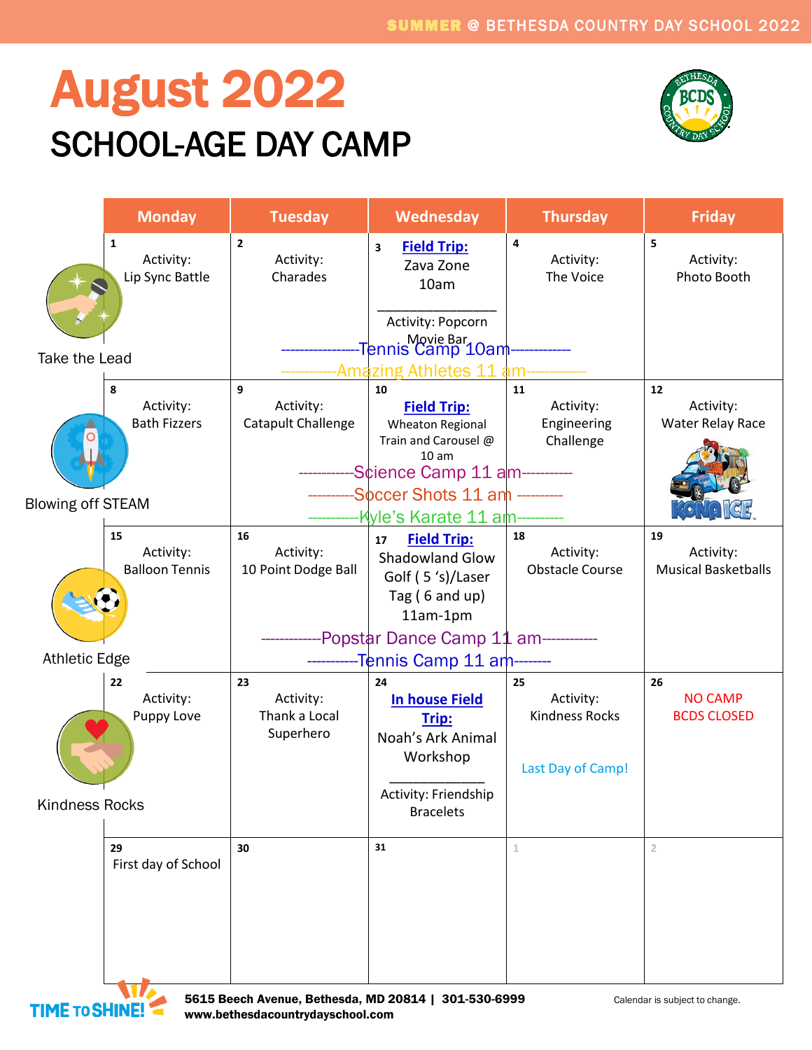SUMMER @ BETHESDA COUNTRY DAY SCHOOL 2022

# August 2022

## SCHOOL-AGE DAY CAMP

| | Monday | Tuesday | Wednesday | Thursday | Friday |
|---|---|---|---|---|---|
| Take the Lead | 1 Activity: Lip Sync Battle | 2 Activity: Charades | 3 **Field Trip:** Zava Zone 10am ________________ Activity: Popcorn Movie Bar | 4 Activity: The Voice | 5 Activity: Photo Booth |
| | ----------------Tennis Camp 10am------------ | | | | |
| | -----------Amazing Athletes 11 am----------- | | | | |
| Blowing off STEAM | 8 Activity: Bath Fizzers | 9 Activity: Catapult Challenge | 10 **Field Trip:** Wheaton Regional Train and Carousel @ 10 am | 11 Activity: Engineering Challenge | 12 Activity: Water Relay Race KONA ICE |
| | -----------Science Camp 11 am---------- | | | | |
| | ---------Soccer Shots 11 am --------- | | | | |
| | ----------Kyle's Karate 11 am--------- | | | | |
| Athletic Edge | 15 Activity: Balloon Tennis | 16 Activity: 10 Point Dodge Ball | 17 **Field Trip:** Shadowland Glow Golf ( 5 's)/Laser Tag ( 6 and up) 11am-1pm | 18 Activity: Obstacle Course | 19 Activity: Musical Basketballs |
| | ------------Popstar Dance Camp 11 am----------- | | | | |
| | -----------Tennis Camp 11 am-------- | | | | |
| Kindness Rocks | 22 Activity: Puppy Love | 23 Activity: Thank a Local Superhero | 24 **In house Field Trip:** Noah's Ark Animal Workshop _____________ Activity: Friendship Bracelets | 25 Activity: Kindness Rocks Last Day of Camp! | 26 NO CAMP BCDS CLOSED |
| | 29 First day of School | 30 | 31 | 1 | 2 |

TIME TO SHINE!

**5615 Beech Avenue, Bethesda, MD 20814 | 301-530-6999**
**www.bethesdacountrydayschool.com**

Calendar is subject to change.